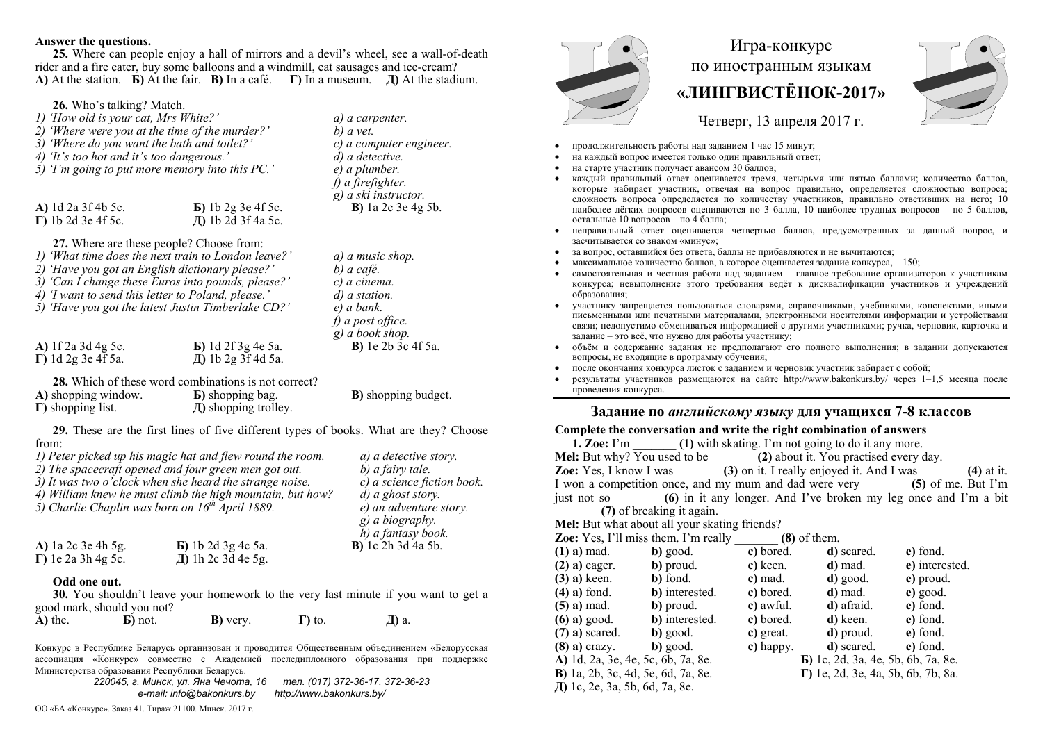# Игра-конкурс по иностранным языкам

# «ЛИНГВИСТЁНОК-2017»

Четверг, 13 апреля 2017 г.

- продолжительность работы над заданием 1 час 15 минут;
- на каждый вопрос имеется только один правильный ответ;
- на старте участник получает авансом 30 баллов;
- каждый правильный ответ оценивается тремя, четырьмя или пятью баллами; количество баллов, которые набирает участник, отвечая на вопрос правильно, определяется сложностью вопроса; сложность вопроса определяется по количеству участников, правильно ответивших на него; 10 наиболее лёгких вопросов оцениваются по 3 балла, 10 наиболее трудных вопросов – по 5 баллов, остальные 10 вопросов – по 4 балла;
- неправильный ответ оценивается четвертью баллов, предусмотренных за данный вопрос, и засчитывается со знаком «минус»;
- за вопрос, оставшийся без ответа, баллы не прибавляются и не вычитаются;
- максимальное количество баллов, в которое оценивается задание конкурса, – 150;
- самостоятельная и честная работа над заданием – главное требование организаторов к участникам конкурса; невыполнение этого требования ведёт к дисквалификации участников и учреждений образования;
- участнику запрещается пользоваться словарями, справочниками, учебниками, конспектами, иными письменными или печатными материалами, электронными носителями информации и устройствами связи; недопустимо обмениваться информацией с другими участниками; ручка, черновик, карточка и задание – это всё, что нужно для работы участнику;
- объём и содержание задания не предполагают его полного выполнения; в задании допускаются вопросы, не входящие в программу обучения;
- после окончания конкурса листок с заданием и черновик участник забирает с собой;
- результаты участников размещаются на сайте http://www.bakonkurs.by/ через 1–1,5 месяца после проведения конкурса.

## Задание по *английскому языку* для учащихся 7-8 классов

**Complete the conversation and write the right combination of answers**

**1. Zoe:** I'm _______ **(1)** with skating. I'm not going to do it any more.

**Mel:** But why? You used to be _______ **(2)** about it. You practised every day.

**Zoe:** Yes, I know I was _______ **(3)** on it. I really enjoyed it. And I was _______ **(4)** at it. I won a competition once, and my mum and dad were very _______ **(5)** of me. But I'm just not so _______ **(6)** in it any longer. And I've broken my leg once and I'm a bit _______ **(7)** of breaking it again.

**Mel:** But what about all your skating friends?

**Zoe:** Yes, I'll miss them. I'm really _______ **(8)** of them.

| | | | | |
|---|---|---|---|---|
| **(1) a)** mad. | **b)** good. | **c)** bored. | **d)** scared. | **e)** fond. |
| **(2) a)** eager. | **b)** proud. | **c)** keen. | **d)** mad. | **e)** interested. |
| **(3) a)** keen. | **b)** fond. | **c)** mad. | **d)** good. | **e)** proud. |
| **(4) a)** fond. | **b)** interested. | **c)** bored. | **d)** mad. | **e)** good. |
| **(5) a)** mad. | **b)** proud. | **c)** awful. | **d)** afraid. | **e)** fond. |
| **(6) a)** good. | **b)** interested. | **c)** bored. | **d)** keen. | **e)** fond. |
| **(7) a)** scared. | **b)** good. | **c)** great. | **d)** proud. | **e)** fond. |
| **(8) a)** crazy. | **b)** good. | **c)** happy. | **d)** scared. | **e)** fond. |

**А)** 1d, 2a, 3e, 4e, 5c, 6b, 7a, 8e.  **Б)** 1c, 2d, 3a, 4e, 5b, 6b, 7a, 8e.
**В)** 1a, 2b, 3c, 4d, 5e, 6d, 7a, 8e.  **Г)** 1e, 2d, 3e, 4a, 5b, 6b, 7b, 8a.
**Д)** 1c, 2e, 3a, 5b, 6d, 7a, 8e.

**Answer the questions.**

**25.** Where can people enjoy a hall of mirrors and a devil's wheel, see a wall-of-death rider and a fire eater, buy some balloons and a windmill, eat sausages and ice-cream?
**А)** At the station. **Б)** At the fair. **В)** In a café. **Г)** In a museum. **Д)** At the stadium.

**26.** Who's talking? Match.

*1) 'How old is your cat, Mrs White?'*
*2) 'Where were you at the time of the murder?'*
*3) 'Where do you want the bath and toilet?'*
*4) 'It's too hot and it's too dangerous.'*
*5) 'I'm going to put more memory into this PC.'*

*a) a carpenter.*
*b) a vet.*
*c) a computer engineer.*
*d) a detective.*
*e) a plumber.*
*f) a firefighter.*
*g) a ski instructor.*

**А)** 1d 2a 3f 4b 5c. **Б)** 1b 2g 3e 4f 5c. **В)** 1a 2c 3e 4g 5b.
**Г)** 1b 2d 3e 4f 5c. **Д)** 1b 2d 3f 4a 5c.

**27.** Where are these people? Choose from:

*1) 'What time does the next train to London leave?'*
*2) 'Have you got an English dictionary please?'*
*3) 'Can I change these Euros into pounds, please?'*
*4) 'I want to send this letter to Poland, please.'*
*5) 'Have you got the latest Justin Timberlake CD?'*

*a) a music shop.*
*b) a café.*
*c) a cinema.*
*d) a station.*
*e) a bank.*
*f) a post office.*
*g) a book shop.*

**А)** 1f 2a 3d 4g 5c. **Б)** 1d 2f 3g 4e 5a. **В)** 1e 2b 3c 4f 5a.
**Г)** 1d 2g 3e 4f 5a. **Д)** 1b 2g 3f 4d 5a.

**28.** Which of these word combinations is not correct?
**А)** shopping window. **Б)** shopping bag. **В)** shopping budget.
**Г)** shopping list. **Д)** shopping trolley.

**29.** These are the first lines of five different types of books. What are they? Choose from:

*1) Peter picked up his magic hat and flew round the room.*
*2) The spacecraft opened and four green men got out.*
*3) It was two o'clock when she heard the strange noise.*
*4) William knew he must climb the high mountain, but how?*
*5) Charlie Chaplin was born on 16th April 1889.*

*a) a detective story.*
*b) a fairy tale.*
*c) a science fiction book.*
*d) a ghost story.*
*e) an adventure story.*
*g) a biography.*
*h) a fantasy book.*

**А)** 1a 2c 3e 4h 5g. **Б)** 1b 2d 3g 4c 5a. **В)** 1c 2h 3d 4a 5b.
**Г)** 1e 2a 3h 4g 5c. **Д)** 1h 2c 3d 4e 5g.

**Odd one out.**

**30.** You shouldn't leave your homework to the very last minute if you want to get a good mark, should you not?
**А)** the. **Б)** not. **В)** very. **Г)** to. **Д)** a.

Конкурс в Республике Беларусь организован и проводится Общественным объединением «Белорусская ассоциация «Конкурс» совместно с Академией последипломного образования при поддержке Министерства образования Республики Беларусь.

*220045, г. Минск, ул. Яна Чечота, 16 тел. (017) 372-36-17, 372-36-23*
*e-mail: info@bakonkurs.by http://www.bakonkurs.by/*

ОО «БА «Конкурс». Заказ 41. Тираж 21100. Минск. 2017 г.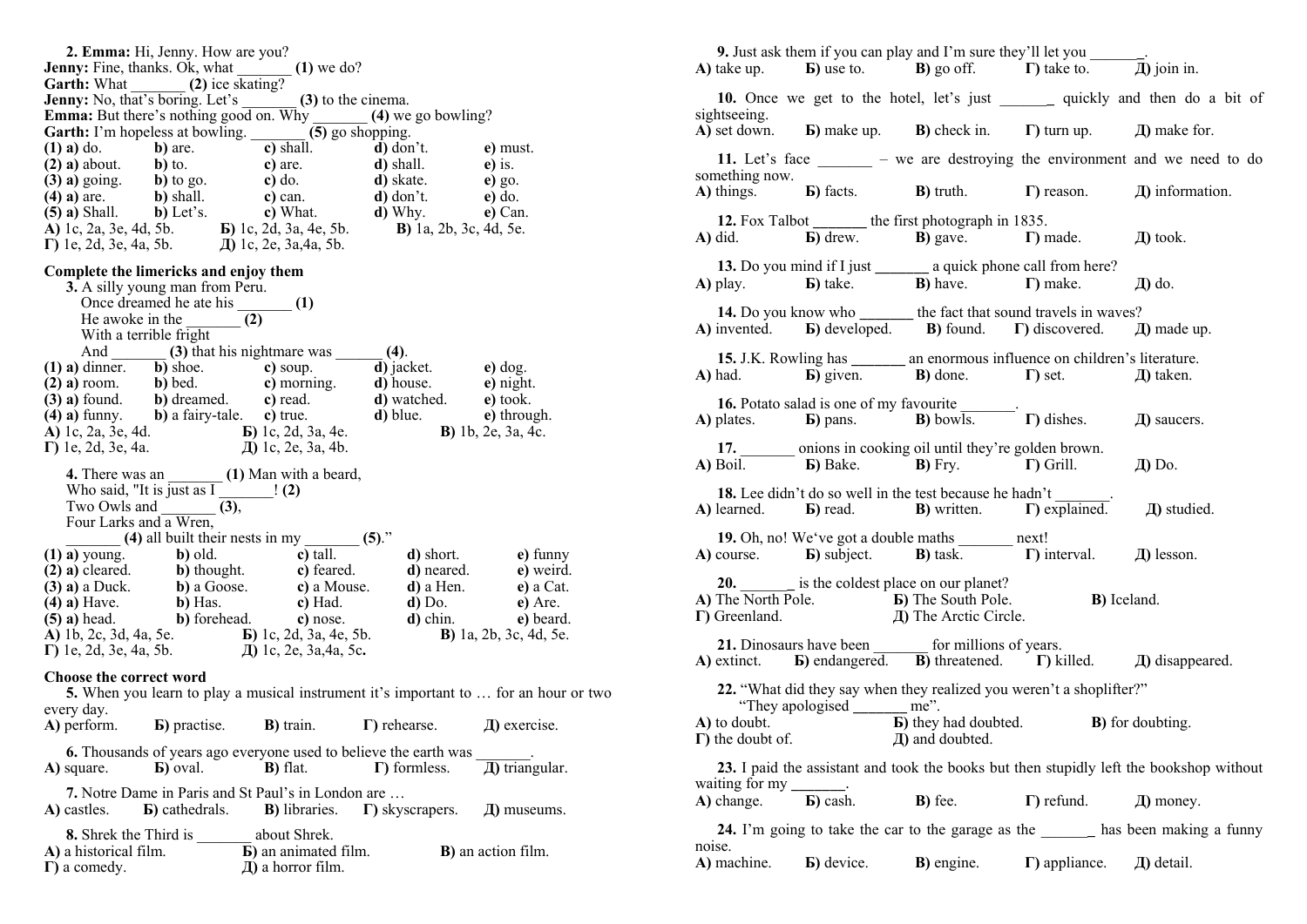**2. Emma:** Hi, Jenny. How are you?
**Jenny:** Fine, thanks. Ok, what _______ **(1)** we do?
**Garth:** What _______ **(2)** ice skating?
**Jenny:** No, that's boring. Let's _______ **(3)** to the cinema.
**Emma:** But there's nothing good on. Why _______ **(4)** we go bowling?
**Garth:** I'm hopeless at bowling. _______ **(5)** go shopping.

**(1) a)** do. **b)** are. **c)** shall. **d)** don't. **e)** must.
**(2) a)** about. **b)** to. **c)** are. **d)** shall. **e)** is.
**(3) a)** going. **b)** to go. **c)** do. **d)** skate. **e)** go.
**(4) a)** are. **b)** shall. **c)** can. **d)** don't. **e)** do.
**(5) a)** Shall. **b)** Let's. **c)** What. **d)** Why. **e)** Can.

**А)** 1c, 2a, 3e, 4d, 5b. **Б)** 1c, 2d, 3a, 4e, 5b. **В)** 1a, 2b, 3c, 4d, 5e.
**Г)** 1e, 2d, 3e, 4a, 5b. **Д)** 1c, 2e, 3a,4a, 5b.

**Complete the limericks and enjoy them**

**3.** A silly young man from Peru.
Once dreamed he ate his _______ **(1)**
He awoke in the _______ **(2)**
With a terrible fright
And _______ **(3)** that his nightmare was _______ **(4)**.

**(1) a)** dinner. **b)** shoe. **c)** soup. **d)** jacket. **e)** dog.
**(2) a)** room. **b)** bed. **c)** morning. **d)** house. **e)** night.
**(3) a)** found. **b)** dreamed. **c)** read. **d)** watched. **e)** took.
**(4) a)** funny. **b)** a fairy-tale. **c)** true. **d)** blue. **e)** through.

**А)** 1c, 2a, 3e, 4d. **Б)** 1c, 2d, 3a, 4e. **В)** 1b, 2e, 3a, 4c.
**Г)** 1e, 2d, 3e, 4a. **Д)** 1c, 2e, 3a, 4b.

**4.** There was an _______ **(1)** Man with a beard,
Who said, "It is just as I _______! **(2)**
Two Owls and _______ **(3)**,
Four Larks and a Wren,
_______ **(4)** all built their nests in my _______ **(5)**."

**(1) a)** young. **b)** old. **c)** tall. **d)** short. **e)** funny
**(2) a)** cleared. **b)** thought. **c)** feared. **d)** neared. **e)** weird.
**(3) a)** a Duck. **b)** a Goose. **c)** a Mouse. **d)** a Hen. **e)** a Cat.
**(4) a)** Have. **b)** Has. **c)** Had. **d)** Do. **e)** Are.
**(5) a)** head. **b)** forehead. **c)** nose. **d)** chin. **e)** beard.

**А)** 1b, 2c, 3d, 4a, 5e. **Б)** 1c, 2d, 3a, 4e, 5b. **В)** 1a, 2b, 3c, 4d, 5e.
**Г)** 1e, 2d, 3e, 4a, 5b. **Д)** 1c, 2e, 3a,4a, 5c**.**

**Choose the correct word**

**5.** When you learn to play a musical instrument it's important to … for an hour or two every day.
**А)** perform. **Б)** practise. **В)** train. **Г)** rehearse. **Д)** exercise.

**6.** Thousands of years ago everyone used to believe the earth was _______.
**А)** square. **Б)** oval. **В)** flat. **Г)** formless. **Д)** triangular.

**7.** Notre Dame in Paris and St Paul's in London are …
**А)** castles. **Б)** cathedrals. **В)** libraries. **Г)** skyscrapers. **Д)** museums.

**8.** Shrek the Third is _______ about Shrek.
**А)** a historical film. **Б)** an animated film. **В)** an action film.
**Г)** a comedy. **Д)** a horror film.

**9.** Just ask them if you can play and I'm sure they'll let you _______.
**А)** take up. **Б)** use to. **В)** go off. **Г)** take to. **Д)** join in.

**10.** Once we get to the hotel, let's just _______ quickly and then do a bit of sightseeing.
**А)** set down. **Б)** make up. **В)** check in. **Г)** turn up. **Д)** make for.

**11.** Let's face _______ – we are destroying the environment and we need to do something now.
**А)** things. **Б)** facts. **В)** truth. **Г)** reason. **Д)** information.

**12.** Fox Talbot _______ the first photograph in 1835.
**А)** did. **Б)** drew. **В)** gave. **Г)** made. **Д)** took.

**13.** Do you mind if I just _______ a quick phone call from here?
**А)** play. **Б)** take. **В)** have. **Г)** make. **Д)** do.

**14.** Do you know who _______ the fact that sound travels in waves?
**А)** invented. **Б)** developed. **В)** found. **Г)** discovered. **Д)** made up.

**15.** J.K. Rowling has _______ an enormous influence on children's literature.
**А)** had. **Б)** given. **В)** done. **Г)** set. **Д)** taken.

**16.** Potato salad is one of my favourite _______.
**А)** plates. **Б)** pans. **В)** bowls. **Г)** dishes. **Д)** saucers.

**17.** _______ onions in cooking oil until they're golden brown.
**А)** Boil. **Б)** Bake. **В)** Fry. **Г)** Grill. **Д)** Do.

**18.** Lee didn't do so well in the test because he hadn't _______.
**А)** learned. **Б)** read. **В)** written. **Г)** explained. **Д)** studied.

**19.** Oh, no! We've got a double maths _______ next!
**А)** course. **Б)** subject. **В)** task. **Г)** interval. **Д)** lesson.

**20.** _______ is the coldest place on our planet?
**А)** The North Pole. **Б)** The South Pole. **В)** Iceland.
**Г)** Greenland. **Д)** The Arctic Circle.

**21.** Dinosaurs have been _______ for millions of years.
**А)** extinct. **Б)** endangered. **В)** threatened. **Г)** killed. **Д)** disappeared.

**22.** "What did they say when they realized you weren't a shoplifter?"
"They apologised _______ me".
**А)** to doubt. **Б)** they had doubted. **В)** for doubting.
**Г)** the doubt of. **Д)** and doubted.

**23.** I paid the assistant and took the books but then stupidly left the bookshop without waiting for my _______.
**А)** change. **Б)** cash. **В)** fee. **Г)** refund. **Д)** money.

**24.** I'm going to take the car to the garage as the _______ has been making a funny noise.
**А)** machine. **Б)** device. **В)** engine. **Г)** appliance. **Д)** detail.